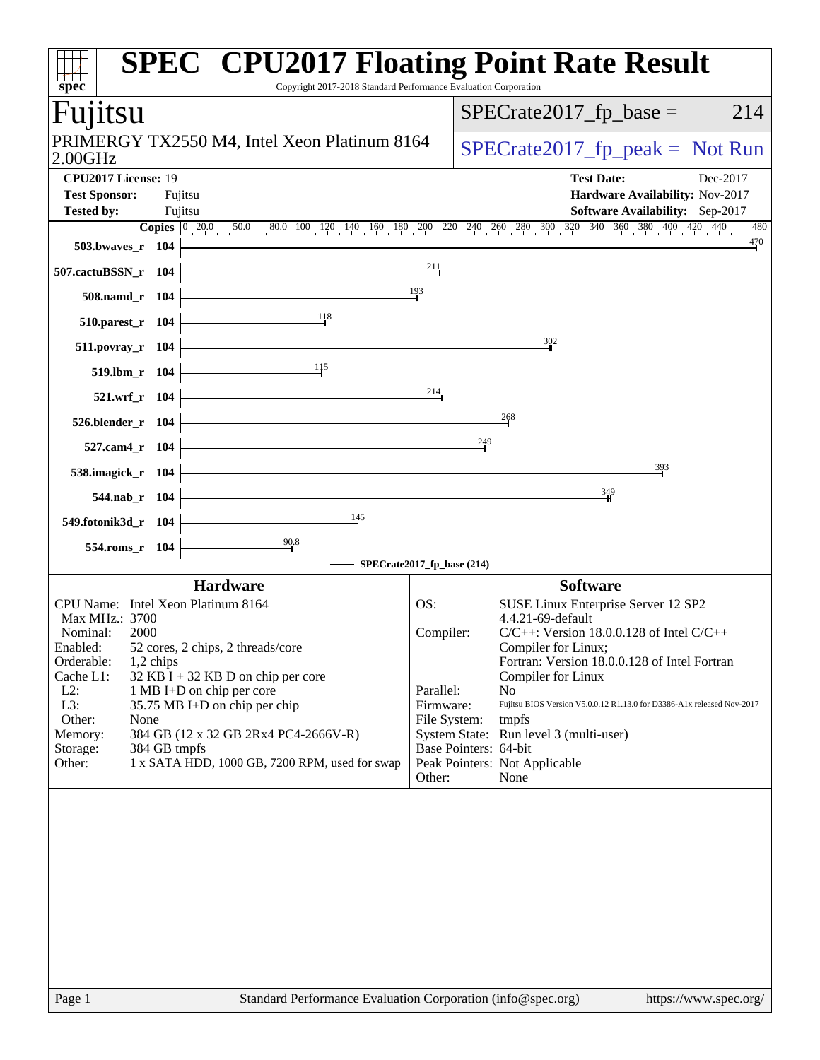# SPEC CPU2017 Floating Point Rate Result

Copyright 2017-2018 Standard Performance Evaluation Corporation

## Fujitsu

PRIMERGY TX2550 M4, Intel Xeon Platinum 8164 2.00GHz

SPECrate2017_fp_base = 214

SPECrate2017_fp_peak = Not Run

**CPU2017 License:** 19
**Test Sponsor:** Fujitsu
**Tested by:** Fujitsu

**Test Date:** Dec-2017
**Hardware Availability:** Nov-2017
**Software Availability:** Sep-2017

| Benchmark | Copies | SPECrate2017_fp_base |
|---|---|---|
| 503.bwaves_r | 104 | 470 |
| 507.cactuBSSN_r | 104 | 211 |
| 508.namd_r | 104 | 193 |
| 510.parest_r | 104 | 118 |
| 511.povray_r | 104 | 302 |
| 519.lbm_r | 104 | 115 |
| 521.wrf_r | 104 | 214 |
| 526.blender_r | 104 | 268 |
| 527.cam4_r | 104 | 249 |
| 538.imagick_r | 104 | 393 |
| 544.nab_r | 104 | 349 |
| 549.fotonik3d_r | 104 | 145 |
| 554.roms_r | 104 | 90.8 |

SPECrate2017_fp_base (214)

### Hardware

| | |
|---|---|
| CPU Name: | Intel Xeon Platinum 8164 |
| Max MHz.: | 3700 |
| Nominal: | 2000 |
| Enabled: | 52 cores, 2 chips, 2 threads/core |
| Orderable: | 1,2 chips |
| Cache L1: | 32 KB I + 32 KB D on chip per core |
| L2: | 1 MB I+D on chip per core |
| L3: | 35.75 MB I+D on chip per chip |
| Other: | None |
| Memory: | 384 GB (12 x 32 GB 2Rx4 PC4-2666V-R) |
| Storage: | 384 GB tmpfs |
| Other: | 1 x SATA HDD, 1000 GB, 7200 RPM, used for swap |

### Software

| | |
|---|---|
| OS: | SUSE Linux Enterprise Server 12 SP2 4.4.21-69-default |
| Compiler: | C/C++: Version 18.0.0.128 of Intel C/C++ Compiler for Linux; Fortran: Version 18.0.0.128 of Intel Fortran Compiler for Linux |
| Parallel: | No |
| Firmware: | Fujitsu BIOS Version V5.0.0.12 R1.13.0 for D3386-A1x released Nov-2017 |
| File System: | tmpfs |
| System State: | Run level 3 (multi-user) |
| Base Pointers: | 64-bit |
| Peak Pointers: | Not Applicable |
| Other: | None |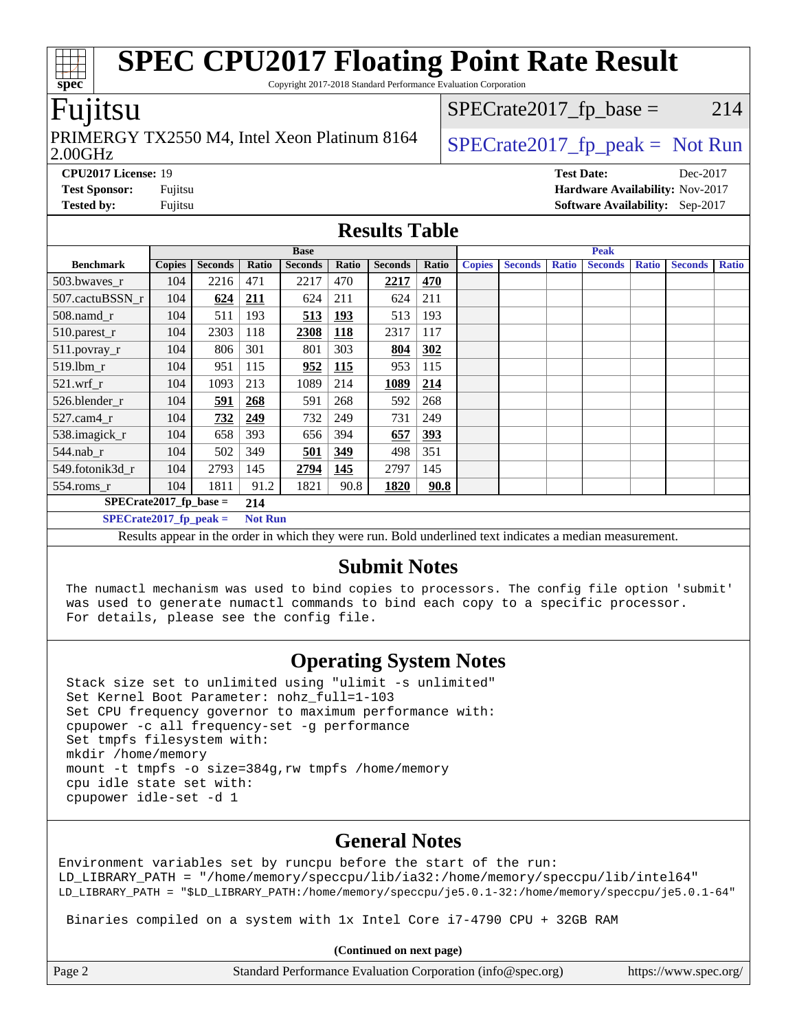# SPEC CPU2017 Floating Point Rate Result

Copyright 2017-2018 Standard Performance Evaluation Corporation

## Fujitsu

PRIMERGY TX2550 M4, Intel Xeon Platinum 8164 2.00GHz

SPECrate2017_fp_base = 214

SPECrate2017_fp_peak = Not Run

**CPU2017 License:** 19
**Test Sponsor:** Fujitsu
**Tested by:** Fujitsu

**Test Date:** Dec-2017
**Hardware Availability:** Nov-2017
**Software Availability:** Sep-2017

## Results Table

| | Base | | | | | | | Peak | | | | | | |
|---|---|---|---|---|---|---|---|---|---|---|---|---|---|---|
| **Benchmark** | **Copies** | **Seconds** | **Ratio** | **Seconds** | **Ratio** | **Seconds** | **Ratio** | **Copies** | **Seconds** | **Ratio** | **Seconds** | **Ratio** | **Seconds** | **Ratio** |
| 503.bwaves_r | 104 | 2216 | 471 | 2217 | 470 | **2217** | **470** | | | | | | | |
| 507.cactuBSSN_r | 104 | **624** | **211** | 624 | 211 | 624 | 211 | | | | | | | |
| 508.namd_r | 104 | 511 | 193 | **513** | **193** | 513 | 193 | | | | | | | |
| 510.parest_r | 104 | 2303 | 118 | **2308** | **118** | 2317 | 117 | | | | | | | |
| 511.povray_r | 104 | 806 | 301 | 801 | 303 | **804** | **302** | | | | | | | |
| 519.lbm_r | 104 | 951 | 115 | **952** | **115** | 953 | 115 | | | | | | | |
| 521.wrf_r | 104 | 1093 | 213 | 1089 | 214 | **1089** | **214** | | | | | | | |
| 526.blender_r | 104 | **591** | **268** | 591 | 268 | 592 | 268 | | | | | | | |
| 527.cam4_r | 104 | **732** | **249** | 732 | 249 | 731 | 249 | | | | | | | |
| 538.imagick_r | 104 | 658 | 393 | 656 | 394 | **657** | **393** | | | | | | | |
| 544.nab_r | 104 | 502 | 349 | **501** | **349** | 498 | 351 | | | | | | | |
| 549.fotonik3d_r | 104 | 2793 | 145 | **2794** | **145** | 2797 | 145 | | | | | | | |
| 554.roms_r | 104 | 1811 | 91.2 | 1821 | 90.8 | **1820** | **90.8** | | | | | | | |

**SPECrate2017_fp_base = 214**

**SPECrate2017_fp_peak = Not Run**

Results appear in the order in which they were run. Bold underlined text indicates a median measurement.

## Submit Notes

```
The numactl mechanism was used to bind copies to processors. The config file option 'submit'
was used to generate numactl commands to bind each copy to a specific processor.
For details, please see the config file.
```

## Operating System Notes

```
Stack size set to unlimited using "ulimit -s unlimited"
Set Kernel Boot Parameter: nohz_full=1-103
Set CPU frequency governor to maximum performance with:
cpupower -c all frequency-set -g performance
Set tmpfs filesystem with:
mkdir /home/memory
mount -t tmpfs -o size=384g,rw tmpfs /home/memory
cpu idle state set with:
cpupower idle-set -d 1
```

## General Notes

```
Environment variables set by runcpu before the start of the run:
LD_LIBRARY_PATH = "/home/memory/speccpu/lib/ia32:/home/memory/speccpu/lib/intel64"
LD_LIBRARY_PATH = "$LD_LIBRARY_PATH:/home/memory/speccpu/je5.0.1-32:/home/memory/speccpu/je5.0.1-64"

 Binaries compiled on a system with 1x Intel Core i7-4790 CPU + 32GB RAM
```

**(Continued on next page)**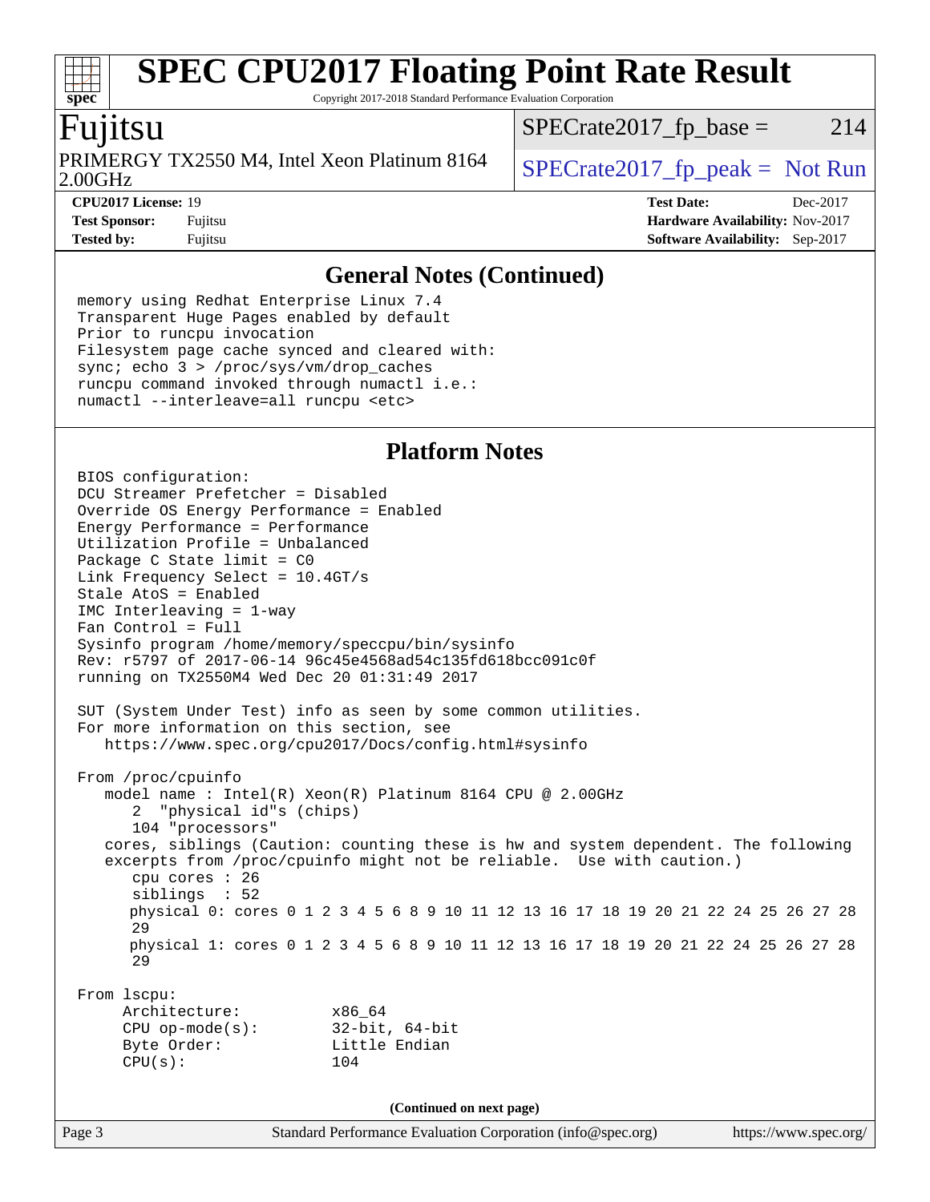## General Notes (Continued)

```
memory using Redhat Enterprise Linux 7.4
Transparent Huge Pages enabled by default
Prior to runcpu invocation
Filesystem page cache synced and cleared with:
sync; echo 3 > /proc/sys/vm/drop_caches
runcpu command invoked through numactl i.e.:
numactl --interleave=all runcpu <etc>
```

## Platform Notes

```
BIOS configuration:
DCU Streamer Prefetcher = Disabled
Override OS Energy Performance = Enabled
Energy Performance = Performance
Utilization Profile = Unbalanced
Package C State limit = C0
Link Frequency Select = 10.4GT/s
Stale AtoS = Enabled
IMC Interleaving = 1-way
Fan Control = Full
Sysinfo program /home/memory/speccpu/bin/sysinfo
Rev: r5797 of 2017-06-14 96c45e4568ad54c135fd618bcc091c0f
running on TX2550M4 Wed Dec 20 01:31:49 2017

SUT (System Under Test) info as seen by some common utilities.
For more information on this section, see
   https://www.spec.org/cpu2017/Docs/config.html#sysinfo

From /proc/cpuinfo
   model name : Intel(R) Xeon(R) Platinum 8164 CPU @ 2.00GHz
      2  "physical id"s (chips)
      104 "processors"
   cores, siblings (Caution: counting these is hw and system dependent. The following
   excerpts from /proc/cpuinfo might not be reliable.  Use with caution.)
      cpu cores : 26
      siblings  : 52
      physical 0: cores 0 1 2 3 4 5 6 8 9 10 11 12 13 16 17 18 19 20 21 22 24 25 26 27 28
      29
      physical 1: cores 0 1 2 3 4 5 6 8 9 10 11 12 13 16 17 18 19 20 21 22 24 25 26 27 28
      29

From lscpu:
     Architecture:          x86_64
     CPU op-mode(s):        32-bit, 64-bit
     Byte Order:            Little Endian
     CPU(s):                104
```

(Continued on next page)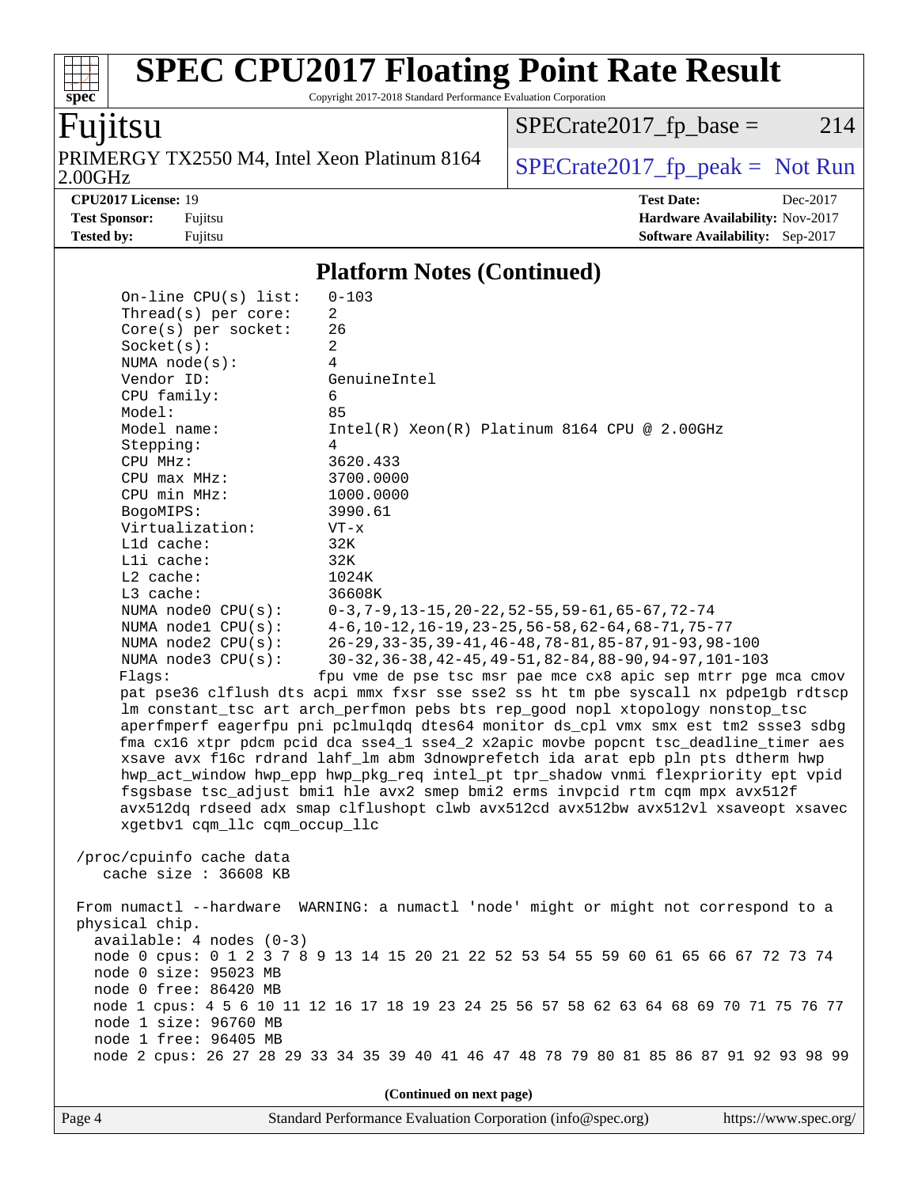# SPEC CPU2017 Floating Point Rate Result

Copyright 2017-2018 Standard Performance Evaluation Corporation

**Fujitsu**

PRIMERGY TX2550 M4, Intel Xeon Platinum 8164 2.00GHz

SPECrate2017_fp_base = 214

SPECrate2017_fp_peak = Not Run

**CPU2017 License:** 19
**Test Sponsor:** Fujitsu
**Tested by:** Fujitsu

**Test Date:** Dec-2017
**Hardware Availability:** Nov-2017
**Software Availability:** Sep-2017

## Platform Notes (Continued)

```
    On-line CPU(s) list:   0-103
    Thread(s) per core:    2
    Core(s) per socket:    26
    Socket(s):             2
    NUMA node(s):          4
    Vendor ID:             GenuineIntel
    CPU family:            6
    Model:                 85
    Model name:            Intel(R) Xeon(R) Platinum 8164 CPU @ 2.00GHz
    Stepping:              4
    CPU MHz:               3620.433
    CPU max MHz:           3700.0000
    CPU min MHz:           1000.0000
    BogoMIPS:              3990.61
    Virtualization:        VT-x
    L1d cache:             32K
    L1i cache:             32K
    L2 cache:              1024K
    L3 cache:              36608K
    NUMA node0 CPU(s):     0-3,7-9,13-15,20-22,52-55,59-61,65-67,72-74
    NUMA node1 CPU(s):     4-6,10-12,16-19,23-25,56-58,62-64,68-71,75-77
    NUMA node2 CPU(s):     26-29,33-35,39-41,46-48,78-81,85-87,91-93,98-100
    NUMA node3 CPU(s):     30-32,36-38,42-45,49-51,82-84,88-90,94-97,101-103
    Flags:                fpu vme de pse tsc msr pae mce cx8 apic sep mtrr pge mca cmov
    pat pse36 clflush dts acpi mmx fxsr sse sse2 ss ht tm pbe syscall nx pdpe1gb rdtscp
    lm constant_tsc art arch_perfmon pebs bts rep_good nopl xtopology nonstop_tsc
    aperfmperf eagerfpu pni pclmulqdq dtes64 monitor ds_cpl vmx smx est tm2 ssse3 sdbg
    fma cx16 xtpr pdcm pcid dca sse4_1 sse4_2 x2apic movbe popcnt tsc_deadline_timer aes
    xsave avx f16c rdrand lahf_lm abm 3dnowprefetch ida arat epb pln pts dtherm hwp
    hwp_act_window hwp_epp hwp_pkg_req intel_pt tpr_shadow vnmi flexpriority ept vpid
    fsgsbase tsc_adjust bmi1 hle avx2 smep bmi2 erms invpcid rtm cqm mpx avx512f
    avx512dq rdseed adx smap clflushopt clwb avx512cd avx512bw avx512vl xsaveopt xsavec
    xgetbv1 cqm_llc cqm_occup_llc

 /proc/cpuinfo cache data
    cache size : 36608 KB

 From numactl --hardware  WARNING: a numactl 'node' might or might not correspond to a
 physical chip.
   available: 4 nodes (0-3)
   node 0 cpus: 0 1 2 3 7 8 9 13 14 15 20 21 22 52 53 54 55 59 60 61 65 66 67 72 73 74
   node 0 size: 95023 MB
   node 0 free: 86420 MB
   node 1 cpus: 4 5 6 10 11 12 16 17 18 19 23 24 25 56 57 58 62 63 64 68 69 70 71 75 76 77
   node 1 size: 96760 MB
   node 1 free: 96405 MB
   node 2 cpus: 26 27 28 29 33 34 35 39 40 41 46 47 48 78 79 80 81 85 86 87 91 92 93 98 99
```

(Continued on next page)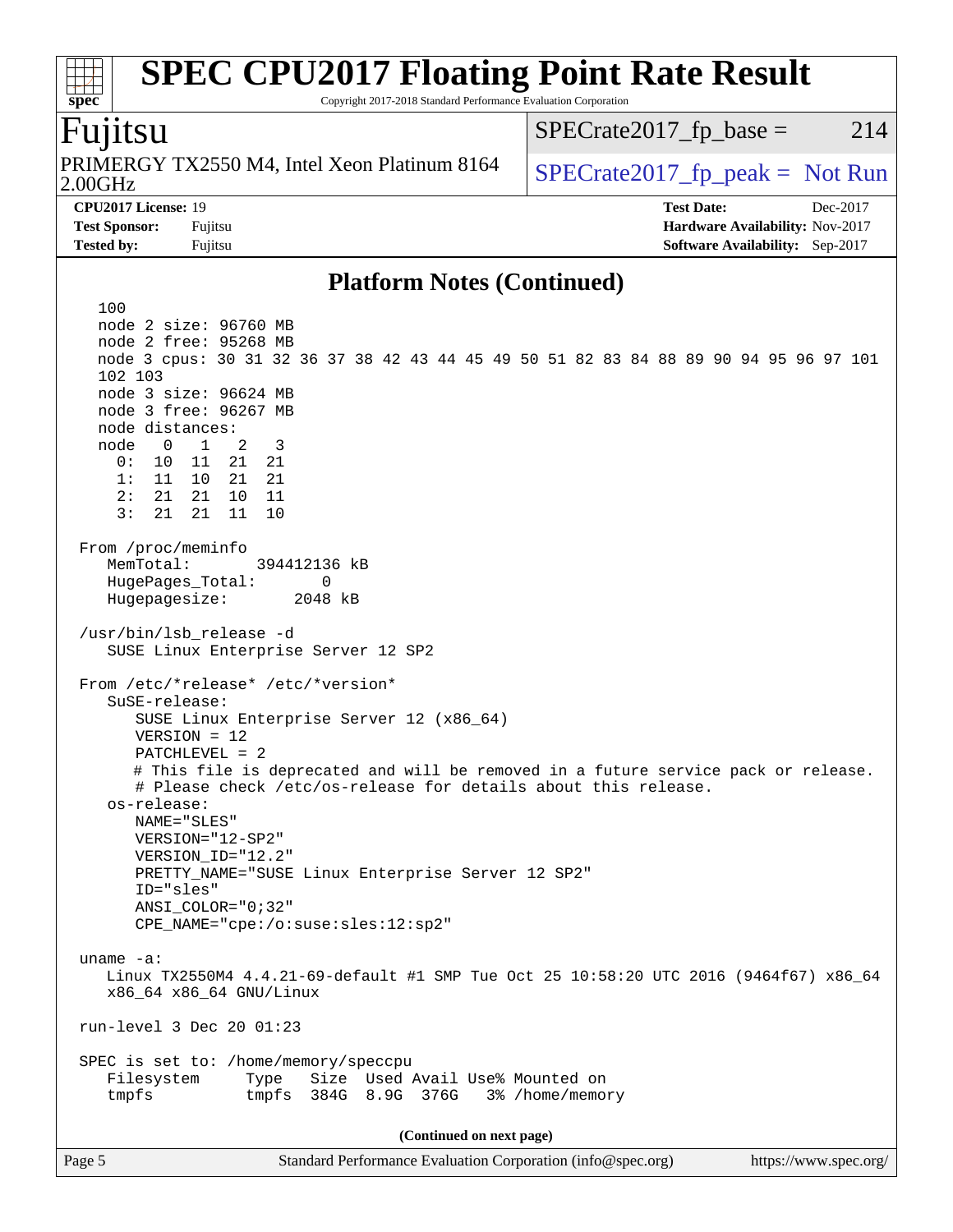## Platform Notes (Continued)

```
   100
   node 2 size: 96760 MB
   node 2 free: 95268 MB
   node 3 cpus: 30 31 32 36 37 38 42 43 44 45 49 50 51 82 83 84 88 89 90 94 95 96 97 101
   102 103
   node 3 size: 96624 MB
   node 3 free: 96267 MB
   node distances:
   node   0   1   2   3
     0:  10  11  21  21
     1:  11  10  21  21
     2:  21  21  10  11
     3:  21  21  11  10

 From /proc/meminfo
    MemTotal:       394412136 kB
    HugePages_Total:       0
    Hugepagesize:       2048 kB

 /usr/bin/lsb_release -d
    SUSE Linux Enterprise Server 12 SP2

 From /etc/*release* /etc/*version*
    SuSE-release:
       SUSE Linux Enterprise Server 12 (x86_64)
       VERSION = 12
       PATCHLEVEL = 2
       # This file is deprecated and will be removed in a future service pack or release.
       # Please check /etc/os-release for details about this release.
    os-release:
       NAME="SLES"
       VERSION="12-SP2"
       VERSION_ID="12.2"
       PRETTY_NAME="SUSE Linux Enterprise Server 12 SP2"
       ID="sles"
       ANSI_COLOR="0;32"
       CPE_NAME="cpe:/o:suse:sles:12:sp2"

 uname -a:
    Linux TX2550M4 4.4.21-69-default #1 SMP Tue Oct 25 10:58:20 UTC 2016 (9464f67) x86_64
    x86_64 x86_64 GNU/Linux

 run-level 3 Dec 20 01:23

 SPEC is set to: /home/memory/speccpu
    Filesystem     Type   Size  Used Avail Use% Mounted on
    tmpfs          tmpfs  384G  8.9G  376G   3% /home/memory
```

(Continued on next page)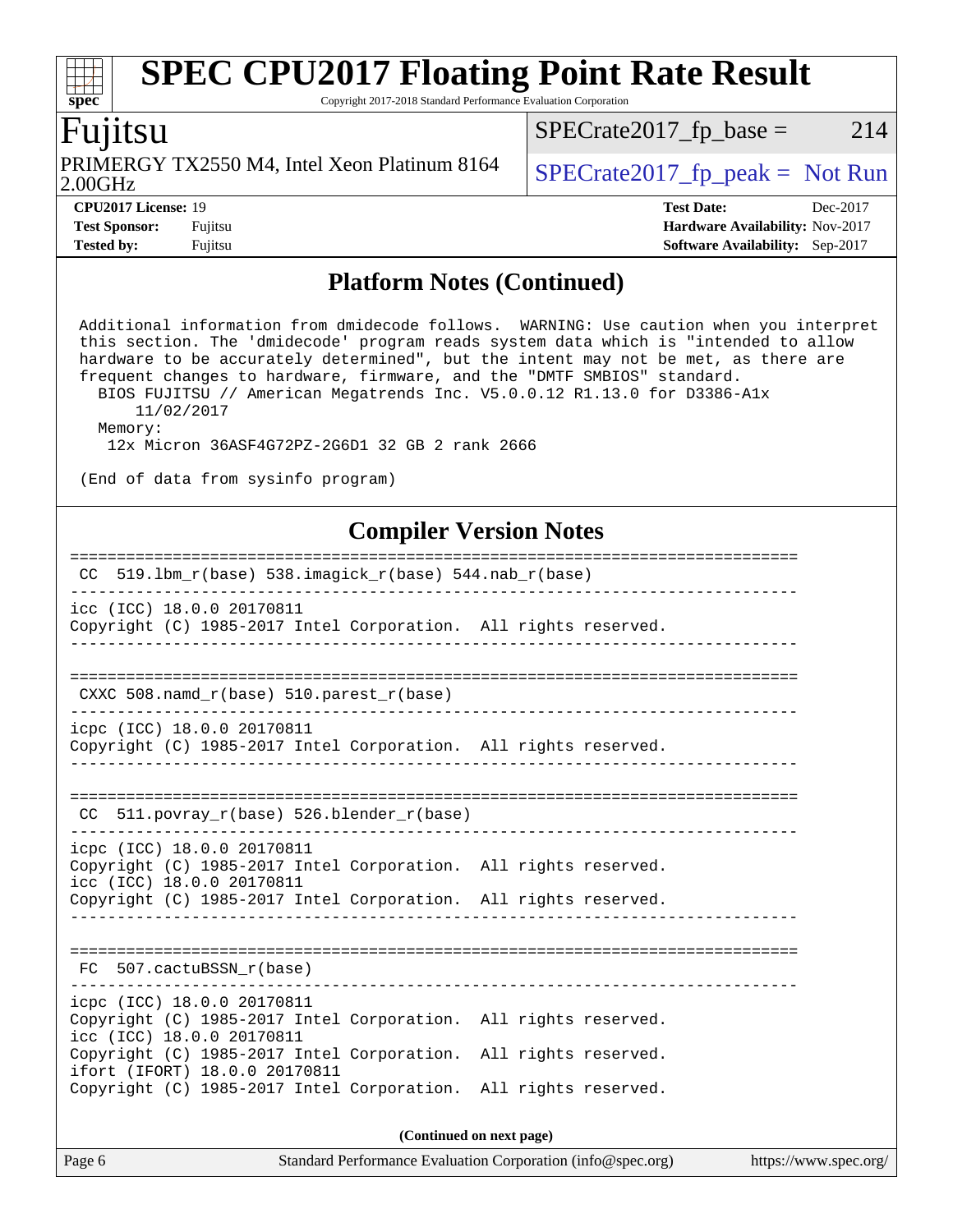## Platform Notes (Continued)

```
Additional information from dmidecode follows.  WARNING: Use caution when you interpret
this section. The 'dmidecode' program reads system data which is "intended to allow
hardware to be accurately determined", but the intent may not be met, as there are
frequent changes to hardware, firmware, and the "DMTF SMBIOS" standard.
  BIOS FUJITSU // American Megatrends Inc. V5.0.0.12 R1.13.0 for D3386-A1x
      11/02/2017
  Memory:
   12x Micron 36ASF4G72PZ-2G6D1 32 GB 2 rank 2666

(End of data from sysinfo program)
```

## Compiler Version Notes

```
==============================================================================
 CC  519.lbm_r(base) 538.imagick_r(base) 544.nab_r(base)
------------------------------------------------------------------------------
icc (ICC) 18.0.0 20170811
Copyright (C) 1985-2017 Intel Corporation.  All rights reserved.
------------------------------------------------------------------------------

==============================================================================
 CXXC 508.namd_r(base) 510.parest_r(base)
------------------------------------------------------------------------------
icpc (ICC) 18.0.0 20170811
Copyright (C) 1985-2017 Intel Corporation.  All rights reserved.
------------------------------------------------------------------------------

==============================================================================
 CC  511.povray_r(base) 526.blender_r(base)
------------------------------------------------------------------------------
icpc (ICC) 18.0.0 20170811
Copyright (C) 1985-2017 Intel Corporation.  All rights reserved.
icc (ICC) 18.0.0 20170811
Copyright (C) 1985-2017 Intel Corporation.  All rights reserved.
------------------------------------------------------------------------------

==============================================================================
 FC  507.cactuBSSN_r(base)
------------------------------------------------------------------------------
icpc (ICC) 18.0.0 20170811
Copyright (C) 1985-2017 Intel Corporation.  All rights reserved.
icc (ICC) 18.0.0 20170811
Copyright (C) 1985-2017 Intel Corporation.  All rights reserved.
ifort (IFORT) 18.0.0 20170811
Copyright (C) 1985-2017 Intel Corporation.  All rights reserved.
```

**(Continued on next page)**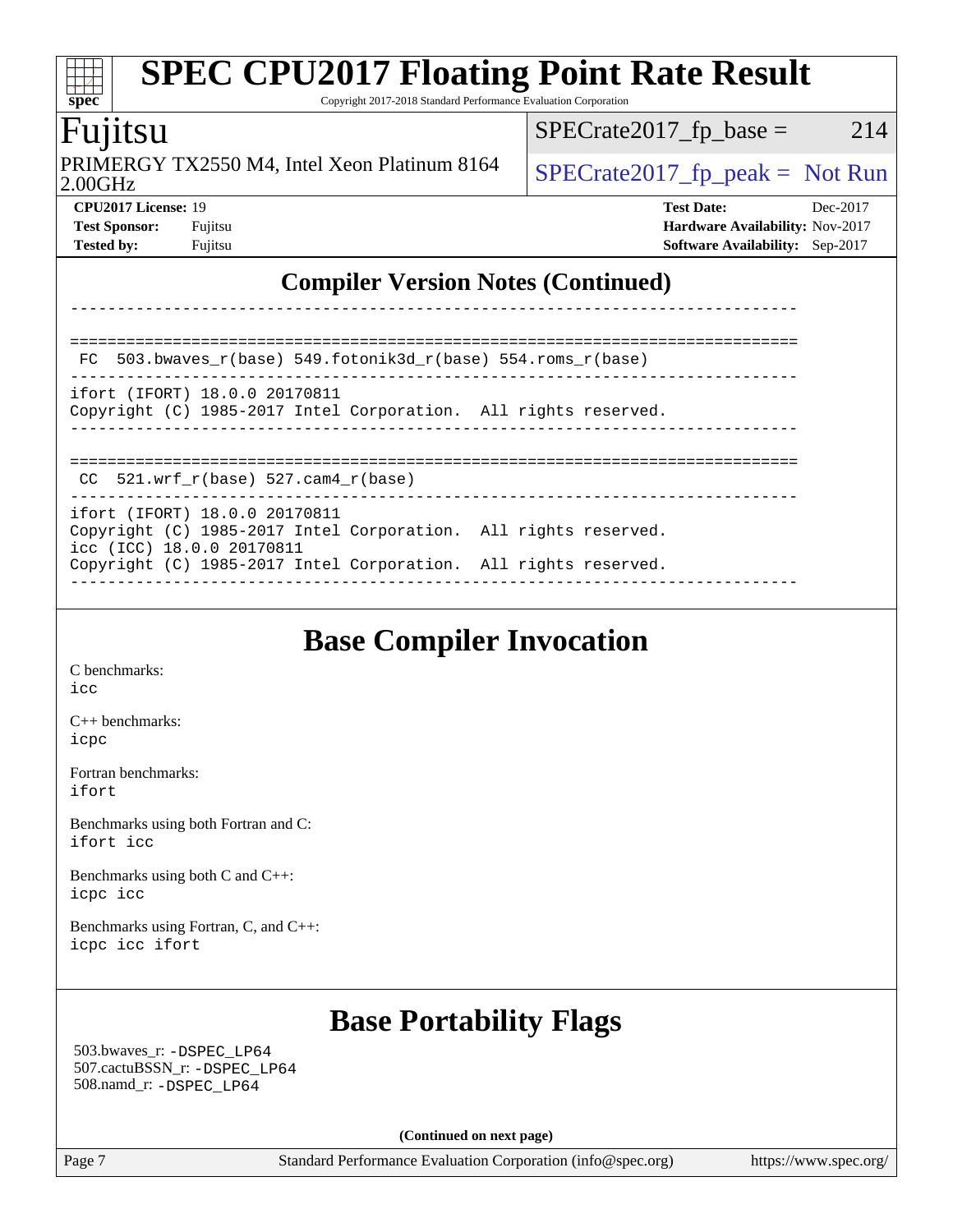## Compiler Version Notes (Continued)

```
------------------------------------------------------------------------------

==============================================================================
 FC  503.bwaves_r(base) 549.fotonik3d_r(base) 554.roms_r(base)
------------------------------------------------------------------------------
ifort (IFORT) 18.0.0 20170811
Copyright (C) 1985-2017 Intel Corporation.  All rights reserved.
------------------------------------------------------------------------------

==============================================================================
 CC  521.wrf_r(base) 527.cam4_r(base)
------------------------------------------------------------------------------
ifort (IFORT) 18.0.0 20170811
Copyright (C) 1985-2017 Intel Corporation.  All rights reserved.
icc (ICC) 18.0.0 20170811
Copyright (C) 1985-2017 Intel Corporation.  All rights reserved.
------------------------------------------------------------------------------
```

## Base Compiler Invocation

C benchmarks:
`icc`

C++ benchmarks:
`icpc`

Fortran benchmarks:
`ifort`

Benchmarks using both Fortran and C:
`ifort icc`

Benchmarks using both C and C++:
`icpc icc`

Benchmarks using Fortran, C, and C++:
`icpc icc ifort`

## Base Portability Flags

503.bwaves_r: `-DSPEC_LP64`
507.cactuBSSN_r: `-DSPEC_LP64`
508.namd_r: `-DSPEC_LP64`

**(Continued on next page)**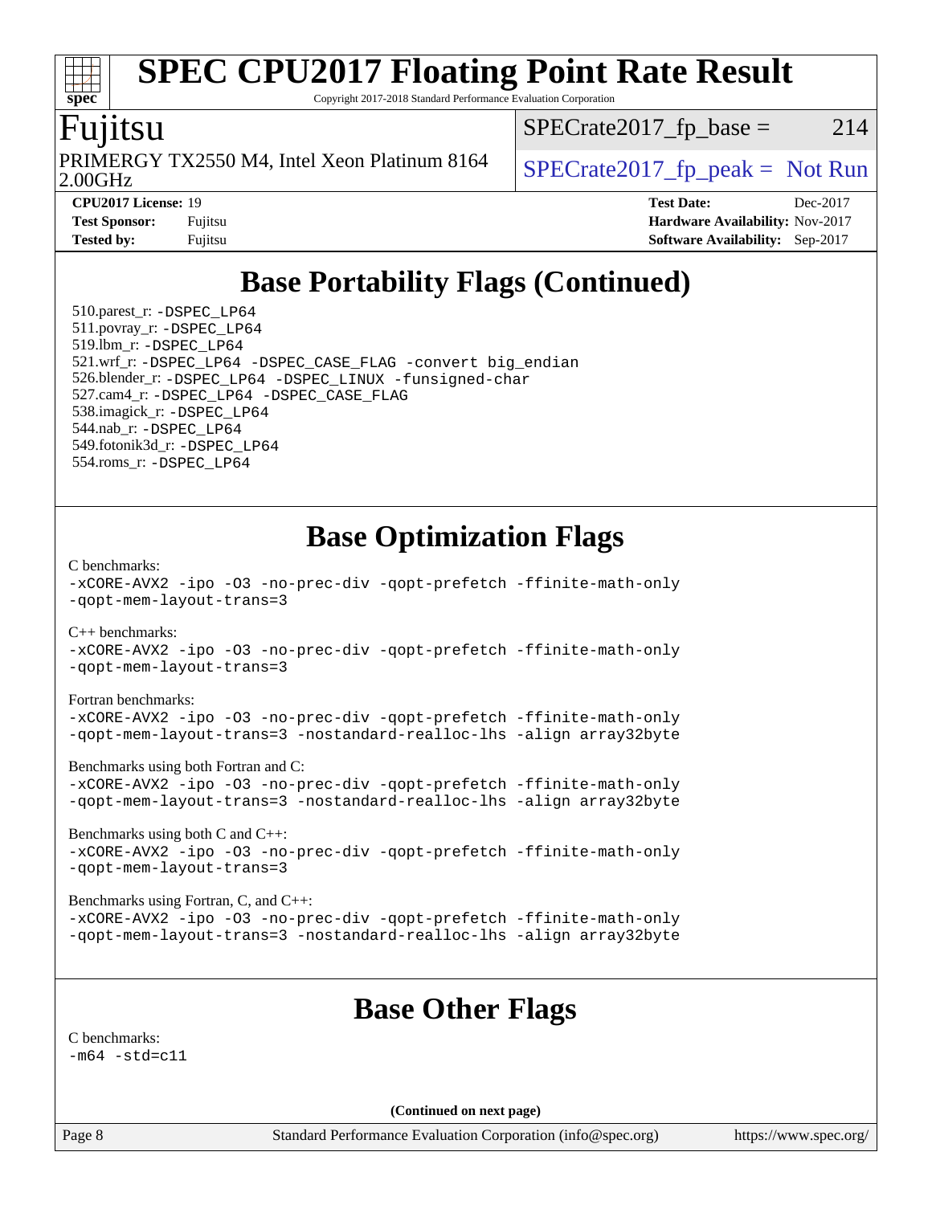# Base Portability Flags (Continued)

510.parest_r: -DSPEC_LP64
511.povray_r: -DSPEC_LP64
519.lbm_r: -DSPEC_LP64
521.wrf_r: -DSPEC_LP64 -DSPEC_CASE_FLAG -convert big_endian
526.blender_r: -DSPEC_LP64 -DSPEC_LINUX -funsigned-char
527.cam4_r: -DSPEC_LP64 -DSPEC_CASE_FLAG
538.imagick_r: -DSPEC_LP64
544.nab_r: -DSPEC_LP64
549.fotonik3d_r: -DSPEC_LP64
554.roms_r: -DSPEC_LP64

# Base Optimization Flags

C benchmarks:
-xCORE-AVX2 -ipo -O3 -no-prec-div -qopt-prefetch -ffinite-math-only -qopt-mem-layout-trans=3

C++ benchmarks:
-xCORE-AVX2 -ipo -O3 -no-prec-div -qopt-prefetch -ffinite-math-only -qopt-mem-layout-trans=3

Fortran benchmarks:
-xCORE-AVX2 -ipo -O3 -no-prec-div -qopt-prefetch -ffinite-math-only -qopt-mem-layout-trans=3 -nostandard-realloc-lhs -align array32byte

Benchmarks using both Fortran and C:
-xCORE-AVX2 -ipo -O3 -no-prec-div -qopt-prefetch -ffinite-math-only -qopt-mem-layout-trans=3 -nostandard-realloc-lhs -align array32byte

Benchmarks using both C and C++:
-xCORE-AVX2 -ipo -O3 -no-prec-div -qopt-prefetch -ffinite-math-only -qopt-mem-layout-trans=3

Benchmarks using Fortran, C, and C++:
-xCORE-AVX2 -ipo -O3 -no-prec-div -qopt-prefetch -ffinite-math-only -qopt-mem-layout-trans=3 -nostandard-realloc-lhs -align array32byte

# Base Other Flags

C benchmarks:
-m64 -std=c11

(Continued on next page)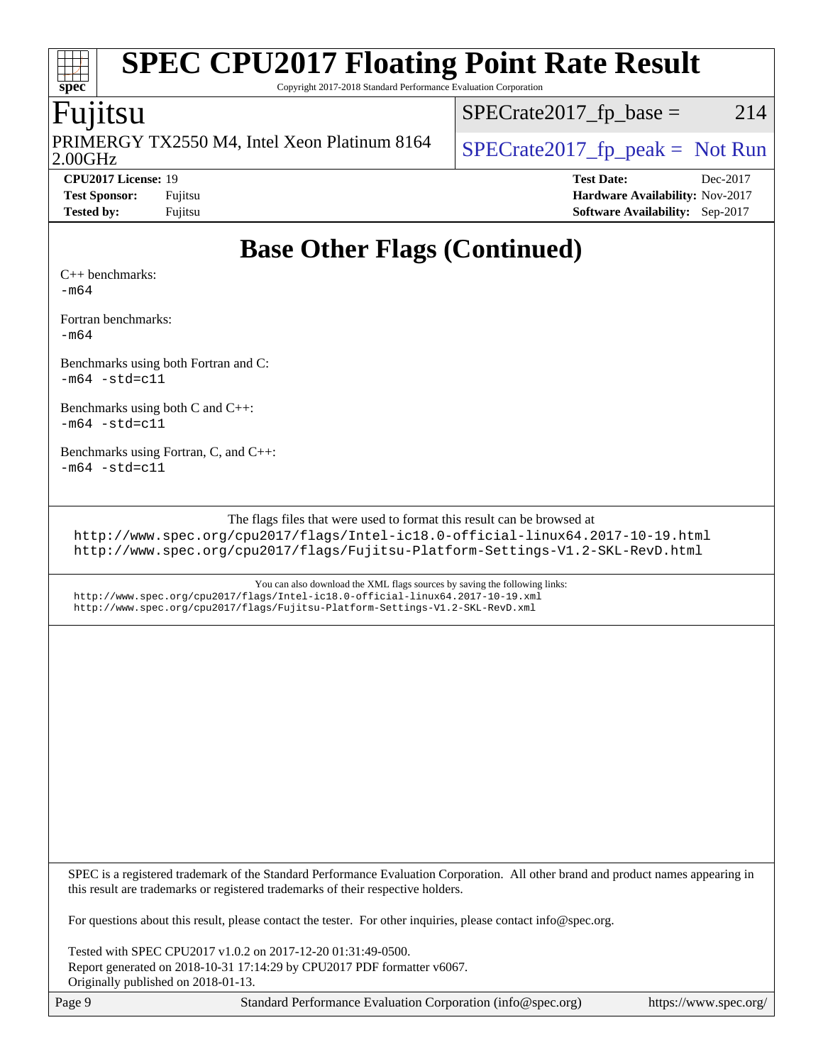# Base Other Flags (Continued)

C++ benchmarks:
-m64

Fortran benchmarks:
-m64

Benchmarks using both Fortran and C:
-m64 -std=c11

Benchmarks using both C and C++:
-m64 -std=c11

Benchmarks using Fortran, C, and C++:
-m64 -std=c11

The flags files that were used to format this result can be browsed at
http://www.spec.org/cpu2017/flags/Intel-ic18.0-official-linux64.2017-10-19.html
http://www.spec.org/cpu2017/flags/Fujitsu-Platform-Settings-V1.2-SKL-RevD.html

You can also download the XML flags sources by saving the following links:
http://www.spec.org/cpu2017/flags/Intel-ic18.0-official-linux64.2017-10-19.xml
http://www.spec.org/cpu2017/flags/Fujitsu-Platform-Settings-V1.2-SKL-RevD.xml

SPEC is a registered trademark of the Standard Performance Evaluation Corporation. All other brand and product names appearing in this result are trademarks or registered trademarks of their respective holders.

For questions about this result, please contact the tester. For other inquiries, please contact info@spec.org.

Tested with SPEC CPU2017 v1.0.2 on 2017-12-20 01:31:49-0500.
Report generated on 2018-10-31 17:14:29 by CPU2017 PDF formatter v6067.
Originally published on 2018-01-13.